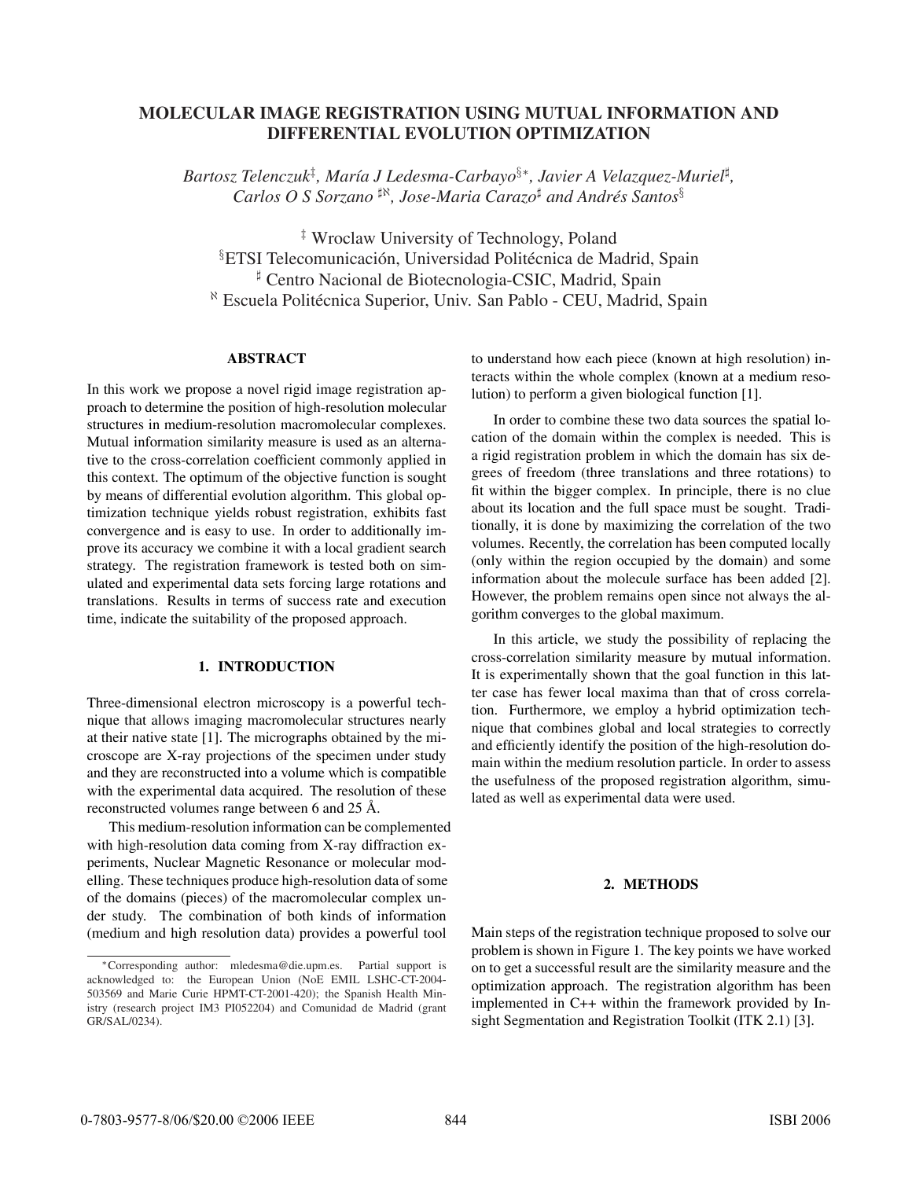# MOLECULAR IMAGE REGISTRATION USING MUTUAL INFORMATION AND DIFFERENTIAL EVOLUTION OPTIMIZATION

*Bartosz Telenczuk*[‡], *María J Ledesma-Carbayo*[§∗], *Javier A Velazquez-Muriel*[♯], *Carlos O S Sorzano* [♯ℵ], *Jose-Maria Carazo*[♯] *and Andrés Santos*[§]

[‡] Wroclaw University of Technology, Poland
[§]ETSI Telecomunicación, Universidad Politécnica de Madrid, Spain
[♯] Centro Nacional de Biotecnologia-CSIC, Madrid, Spain
[ℵ] Escuela Politécnica Superior, Univ. San Pablo - CEU, Madrid, Spain

## ABSTRACT

In this work we propose a novel rigid image registration approach to determine the position of high-resolution molecular structures in medium-resolution macromolecular complexes. Mutual information similarity measure is used as an alternative to the cross-correlation coefficient commonly applied in this context. The optimum of the objective function is sought by means of differential evolution algorithm. This global optimization technique yields robust registration, exhibits fast convergence and is easy to use. In order to additionally improve its accuracy we combine it with a local gradient search strategy. The registration framework is tested both on simulated and experimental data sets forcing large rotations and translations. Results in terms of success rate and execution time, indicate the suitability of the proposed approach.

## 1. INTRODUCTION

Three-dimensional electron microscopy is a powerful technique that allows imaging macromolecular structures nearly at their native state [1]. The micrographs obtained by the microscope are X-ray projections of the specimen under study and they are reconstructed into a volume which is compatible with the experimental data acquired. The resolution of these reconstructed volumes range between 6 and 25 Å.

This medium-resolution information can be complemented with high-resolution data coming from X-ray diffraction experiments, Nuclear Magnetic Resonance or molecular modelling. These techniques produce high-resolution data of some of the domains (pieces) of the macromolecular complex under study. The combination of both kinds of information (medium and high resolution data) provides a powerful tool to understand how each piece (known at high resolution) interacts within the whole complex (known at a medium resolution) to perform a given biological function [1].

In order to combine these two data sources the spatial location of the domain within the complex is needed. This is a rigid registration problem in which the domain has six degrees of freedom (three translations and three rotations) to fit within the bigger complex. In principle, there is no clue about its location and the full space must be sought. Traditionally, it is done by maximizing the correlation of the two volumes. Recently, the correlation has been computed locally (only within the region occupied by the domain) and some information about the molecule surface has been added [2]. However, the problem remains open since not always the algorithm converges to the global maximum.

In this article, we study the possibility of replacing the cross-correlation similarity measure by mutual information. It is experimentally shown that the goal function in this latter case has fewer local maxima than that of cross correlation. Furthermore, we employ a hybrid optimization technique that combines global and local strategies to correctly and efficiently identify the position of the high-resolution domain within the medium resolution particle. In order to assess the usefulness of the proposed registration algorithm, simulated as well as experimental data were used.

## 2. METHODS

Main steps of the registration technique proposed to solve our problem is shown in Figure 1. The key points we have worked on to get a successful result are the similarity measure and the optimization approach. The registration algorithm has been implemented in C++ within the framework provided by Insight Segmentation and Registration Toolkit (ITK 2.1) [3].

∗Corresponding author: mledesma@die.upm.es. Partial support is acknowledged to: the European Union (NoE EMIL LSHC-CT-2004-503569 and Marie Curie HPMT-CT-2001-420); the Spanish Health Ministry (research project IM3 PI052204) and Comunidad de Madrid (grant GR/SAL/0234).

0-7803-9577-8/06/$20.00 ©2006 IEEE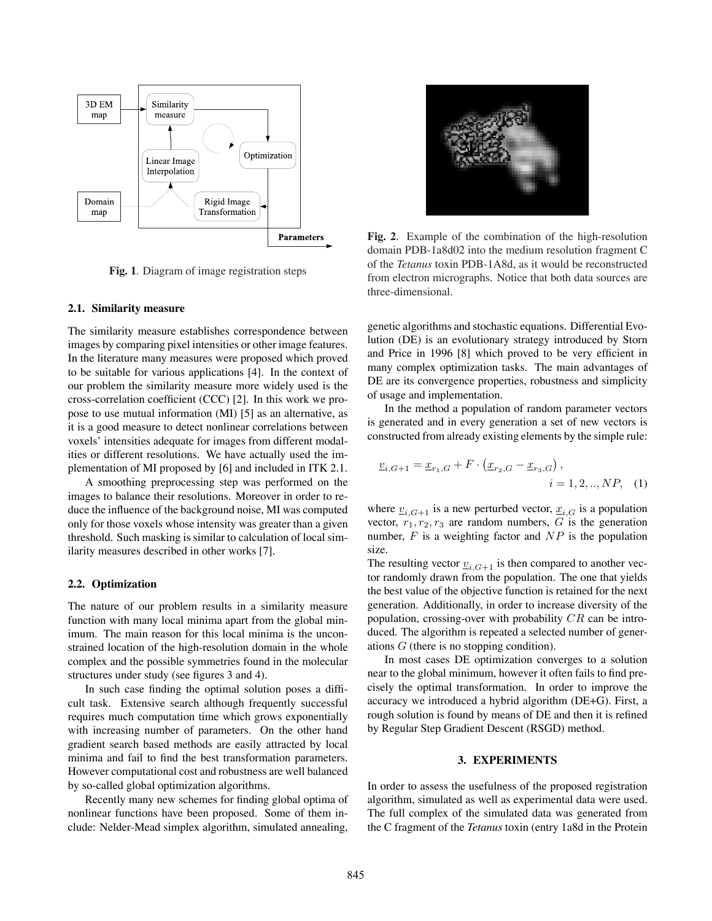Fig. 1. Diagram of image registration steps

### 2.1. Similarity measure

The similarity measure establishes correspondence between images by comparing pixel intensities or other image features. In the literature many measures were proposed which proved to be suitable for various applications [4]. In the context of our problem the similarity measure more widely used is the cross-correlation coefficient (CCC) [2]. In this work we propose to use mutual information (MI) [5] as an alternative, as it is a good measure to detect nonlinear correlations between voxels' intensities adequate for images from different modalities or different resolutions. We have actually used the implementation of MI proposed by [6] and included in ITK 2.1.

A smoothing preprocessing step was performed on the images to balance their resolutions. Moreover in order to reduce the influence of the background noise, MI was computed only for those voxels whose intensity was greater than a given threshold. Such masking is similar to calculation of local similarity measures described in other works [7].

### 2.2. Optimization

The nature of our problem results in a similarity measure function with many local minima apart from the global minimum. The main reason for this local minima is the unconstrained location of the high-resolution domain in the whole complex and the possible symmetries found in the molecular structures under study (see figures 3 and 4).

In such case finding the optimal solution poses a difficult task. Extensive search although frequently successful requires much computation time which grows exponentially with increasing number of parameters. On the other hand gradient search based methods are easily attracted by local minima and fail to find the best transformation parameters. However computational cost and robustness are well balanced by so-called global optimization algorithms.

Recently many new schemes for finding global optima of nonlinear functions have been proposed. Some of them include: Nelder-Mead simplex algorithm, simulated annealing, genetic algorithms and stochastic equations. Differential Evolution (DE) is an evolutionary strategy introduced by Storn and Price in 1996 [8] which proved to be very efficient in many complex optimization tasks. The main advantages of DE are its convergence properties, robustness and simplicity of usage and implementation.

Fig. 2. Example of the combination of the high-resolution domain PDB-1a8d02 into the medium resolution fragment C of the *Tetanus* toxin PDB-1A8d, as it would be reconstructed from electron micrographs. Notice that both data sources are three-dimensional.

In the method a population of random parameter vectors is generated and in every generation a set of new vectors is constructed from already existing elements by the simple rule:

$$\underline{v}_{i,G+1} = \underline{x}_{r_1,G} + F \cdot \left(\underline{x}_{r_2,G} - \underline{x}_{r_3,G}\right), \quad i = 1, 2, .., NP, \quad (1)$$

where $\underline{v}_{i,G+1}$ is a new perturbed vector, $\underline{x}_{i,G}$ is a population vector, $r_1, r_2, r_3$ are random numbers, $G$ is the generation number, $F$ is a weighting factor and $NP$ is the population size.

The resulting vector $\underline{v}_{i,G+1}$ is then compared to another vector randomly drawn from the population. The one that yields the best value of the objective function is retained for the next generation. Additionally, in order to increase diversity of the population, crossing-over with probability $CR$ can be introduced. The algorithm is repeated a selected number of generations $G$ (there is no stopping condition).

In most cases DE optimization converges to a solution near to the global minimum, however it often fails to find precisely the optimal transformation. In order to improve the accuracy we introduced a hybrid algorithm (DE+G). First, a rough solution is found by means of DE and then it is refined by Regular Step Gradient Descent (RSGD) method.

## 3. EXPERIMENTS

In order to assess the usefulness of the proposed registration algorithm, simulated as well as experimental data were used. The full complex of the simulated data was generated from the C fragment of the *Tetanus* toxin (entry 1a8d in the Protein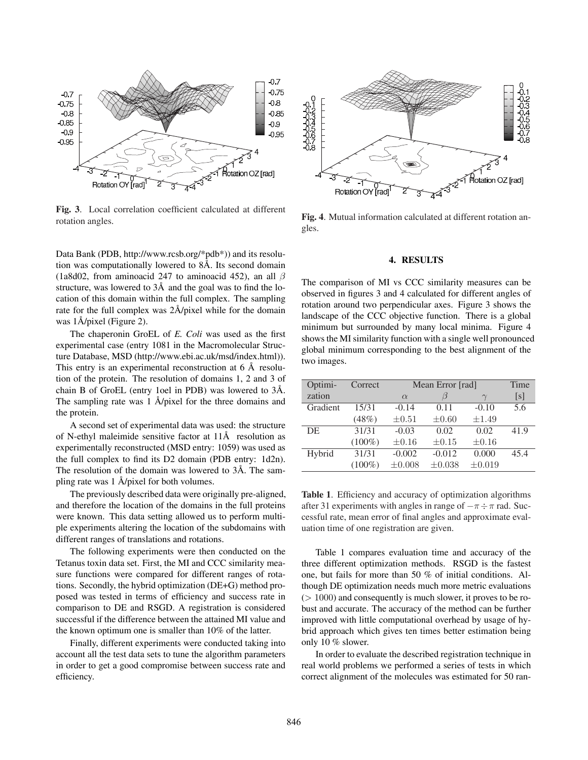Fig. 3. Local correlation coefficient calculated at different rotation angles.

Fig. 4. Mutual information calculated at different rotation angles.

Data Bank (PDB, http://www.rcsb.org/*pdb*)) and its resolution was computationally lowered to 8Å. Its second domain (1a8d02, from aminoacid 247 to aminoacid 452), an all $\beta$ structure, was lowered to 3Å and the goal was to find the location of this domain within the full complex. The sampling rate for the full complex was 2Å/pixel while for the domain was 1Å/pixel (Figure 2).

The chaperonin GroEL of *E. Coli* was used as the first experimental case (entry 1081 in the Macromolecular Structure Database, MSD (http://www.ebi.ac.uk/msd/index.html)). This entry is an experimental reconstruction at 6 Å resolution of the protein. The resolution of domains 1, 2 and 3 of chain B of GroEL (entry 1oel in PDB) was lowered to 3Å. The sampling rate was 1 Å/pixel for the three domains and the protein.

A second set of experimental data was used: the structure of N-ethyl maleimide sensitive factor at 11Å resolution as experimentally reconstructed (MSD entry: 1059) was used as the full complex to find its D2 domain (PDB entry: 1d2n). The resolution of the domain was lowered to 3Å. The sampling rate was 1 Å/pixel for both volumes.

The previously described data were originally pre-aligned, and therefore the location of the domains in the full proteins were known. This data setting allowed us to perform multiple experiments altering the location of the subdomains with different ranges of translations and rotations.

The following experiments were then conducted on the Tetanus toxin data set. First, the MI and CCC similarity measure functions were compared for different ranges of rotations. Secondly, the hybrid optimization (DE+G) method proposed was tested in terms of efficiency and success rate in comparison to DE and RSGD. A registration is considered successful if the difference between the attained MI value and the known optimum one is smaller than 10% of the latter.

Finally, different experiments were conducted taking into account all the test data sets to tune the algorithm parameters in order to get a good compromise between success rate and efficiency.

## 4. RESULTS

The comparison of MI vs CCC similarity measures can be observed in figures 3 and 4 calculated for different angles of rotation around two perpendicular axes. Figure 3 shows the landscape of the CCC objective function. There is a global minimum but surrounded by many local minima. Figure 4 shows the MI similarity function with a single well pronounced global minimum corresponding to the best alignment of the two images.

| Optimization | Correct | Mean Error [rad] | | | Time |
|---|---|---|---|---|---|
| | | $\alpha$ | $\beta$ | $\gamma$ | [s] |
| Gradient | 15/31 (48%) | -0.14 $\pm 0.51$ | 0.11 $\pm 0.60$ | -0.10 $\pm 1.49$ | 5.6 |
| DE | 31/31 (100%) | -0.03 $\pm 0.16$ | 0.02 $\pm 0.15$ | 0.02 $\pm 0.16$ | 41.9 |
| Hybrid | 31/31 (100%) | -0.002 $\pm 0.008$ | -0.012 $\pm 0.038$ | 0.000 $\pm 0.019$ | 45.4 |

**Table 1**. Efficiency and accuracy of optimization algorithms after 31 experiments with angles in range of $-\pi \div \pi$ rad. Successful rate, mean error of final angles and approximate evaluation time of one registration are given.

Table 1 compares evaluation time and accuracy of the three different optimization methods. RSGD is the fastest one, but fails for more than 50 % of initial conditions. Although DE optimization needs much more metric evaluations ($> 1000$) and consequently is much slower, it proves to be robust and accurate. The accuracy of the method can be further improved with little computational overhead by usage of hybrid approach which gives ten times better estimation being only 10 % slower.

In order to evaluate the described registration technique in real world problems we performed a series of tests in which correct alignment of the molecules was estimated for 50 ran-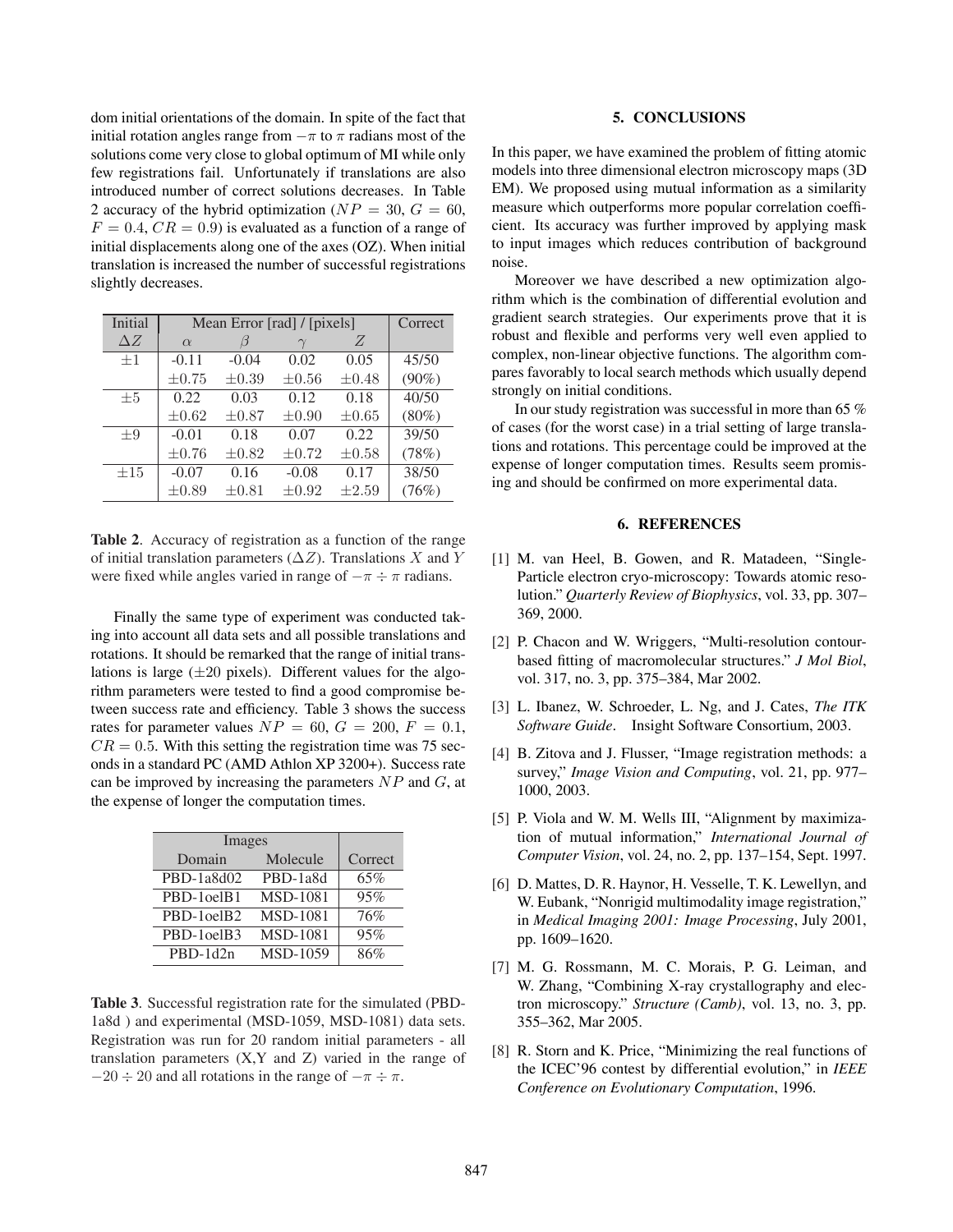dom initial orientations of the domain. In spite of the fact that initial rotation angles range from $-\pi$ to $\pi$ radians most of the solutions come very close to global optimum of MI while only few registrations fail. Unfortunately if translations are also introduced number of correct solutions decreases. In Table 2 accuracy of the hybrid optimization ($NP = 30$, $G = 60$, $F = 0.4$, $CR = 0.9$) is evaluated as a function of a range of initial displacements along one of the axes (OZ). When initial translation is increased the number of successful registrations slightly decreases.

| Initial | Mean Error [rad] / [pixels] | | | | Correct |
|---|---|---|---|---|---|
| $\Delta Z$ | $\alpha$ | $\beta$ | $\gamma$ | $Z$ | |
| $\pm 1$ | -0.11 | -0.04 | 0.02 | 0.05 | 45/50 |
| | $\pm 0.75$ | $\pm 0.39$ | $\pm 0.56$ | $\pm 0.48$ | (90%) |
| $\pm 5$ | 0.22 | 0.03 | 0.12 | 0.18 | 40/50 |
| | $\pm 0.62$ | $\pm 0.87$ | $\pm 0.90$ | $\pm 0.65$ | (80%) |
| $\pm 9$ | -0.01 | 0.18 | 0.07 | 0.22 | 39/50 |
| | $\pm 0.76$ | $\pm 0.82$ | $\pm 0.72$ | $\pm 0.58$ | (78%) |
| $\pm 15$ | -0.07 | 0.16 | -0.08 | 0.17 | 38/50 |
| | $\pm 0.89$ | $\pm 0.81$ | $\pm 0.92$ | $\pm 2.59$ | (76%) |

**Table 2**. Accuracy of registration as a function of the range of initial translation parameters ($\Delta Z$). Translations $X$ and $Y$ were fixed while angles varied in range of $-\pi \div \pi$ radians.

Finally the same type of experiment was conducted taking into account all data sets and all possible translations and rotations. It should be remarked that the range of initial translations is large ($\pm 20$ pixels). Different values for the algorithm parameters were tested to find a good compromise between success rate and efficiency. Table 3 shows the success rates for parameter values $NP = 60$, $G = 200$, $F = 0.1$, $CR = 0.5$. With this setting the registration time was 75 seconds in a standard PC (AMD Athlon XP 3200+). Success rate can be improved by increasing the parameters $NP$ and $G$, at the expense of longer the computation times.

| Images | | |
|---|---|---|
| Domain | Molecule | Correct |
| PBD-1a8d02 | PBD-1a8d | 65% |
| PBD-1oelB1 | MSD-1081 | 95% |
| PBD-1oelB2 | MSD-1081 | 76% |
| PBD-1oelB3 | MSD-1081 | 95% |
| PBD-1d2n | MSD-1059 | 86% |

**Table 3**. Successful registration rate for the simulated (PBD-1a8d ) and experimental (MSD-1059, MSD-1081) data sets. Registration was run for 20 random initial parameters - all translation parameters (X,Y and Z) varied in the range of $-20 \div 20$ and all rotations in the range of $-\pi \div \pi$.

## 5. CONCLUSIONS

In this paper, we have examined the problem of fitting atomic models into three dimensional electron microscopy maps (3D EM). We proposed using mutual information as a similarity measure which outperforms more popular correlation coefficient. Its accuracy was further improved by applying mask to input images which reduces contribution of background noise.

Moreover we have described a new optimization algorithm which is the combination of differential evolution and gradient search strategies. Our experiments prove that it is robust and flexible and performs very well even applied to complex, non-linear objective functions. The algorithm compares favorably to local search methods which usually depend strongly on initial conditions.

In our study registration was successful in more than 65 % of cases (for the worst case) in a trial setting of large translations and rotations. This percentage could be improved at the expense of longer computation times. Results seem promising and should be confirmed on more experimental data.

## 6. REFERENCES

[1] M. van Heel, B. Gowen, and R. Matadeen, "Single-Particle electron cryo-microscopy: Towards atomic resolution." *Quarterly Review of Biophysics*, vol. 33, pp. 307–369, 2000.

[2] P. Chacon and W. Wriggers, "Multi-resolution contour-based fitting of macromolecular structures." *J Mol Biol*, vol. 317, no. 3, pp. 375–384, Mar 2002.

[3] L. Ibanez, W. Schroeder, L. Ng, and J. Cates, *The ITK Software Guide*. Insight Software Consortium, 2003.

[4] B. Zitova and J. Flusser, "Image registration methods: a survey," *Image Vision and Computing*, vol. 21, pp. 977–1000, 2003.

[5] P. Viola and W. M. Wells III, "Alignment by maximization of mutual information," *International Journal of Computer Vision*, vol. 24, no. 2, pp. 137–154, Sept. 1997.

[6] D. Mattes, D. R. Haynor, H. Vesselle, T. K. Lewellyn, and W. Eubank, "Nonrigid multimodality image registration," in *Medical Imaging 2001: Image Processing*, July 2001, pp. 1609–1620.

[7] M. G. Rossmann, M. C. Morais, P. G. Leiman, and W. Zhang, "Combining X-ray crystallography and electron microscopy." *Structure (Camb)*, vol. 13, no. 3, pp. 355–362, Mar 2005.

[8] R. Storn and K. Price, "Minimizing the real functions of the ICEC'96 contest by differential evolution," in *IEEE Conference on Evolutionary Computation*, 1996.